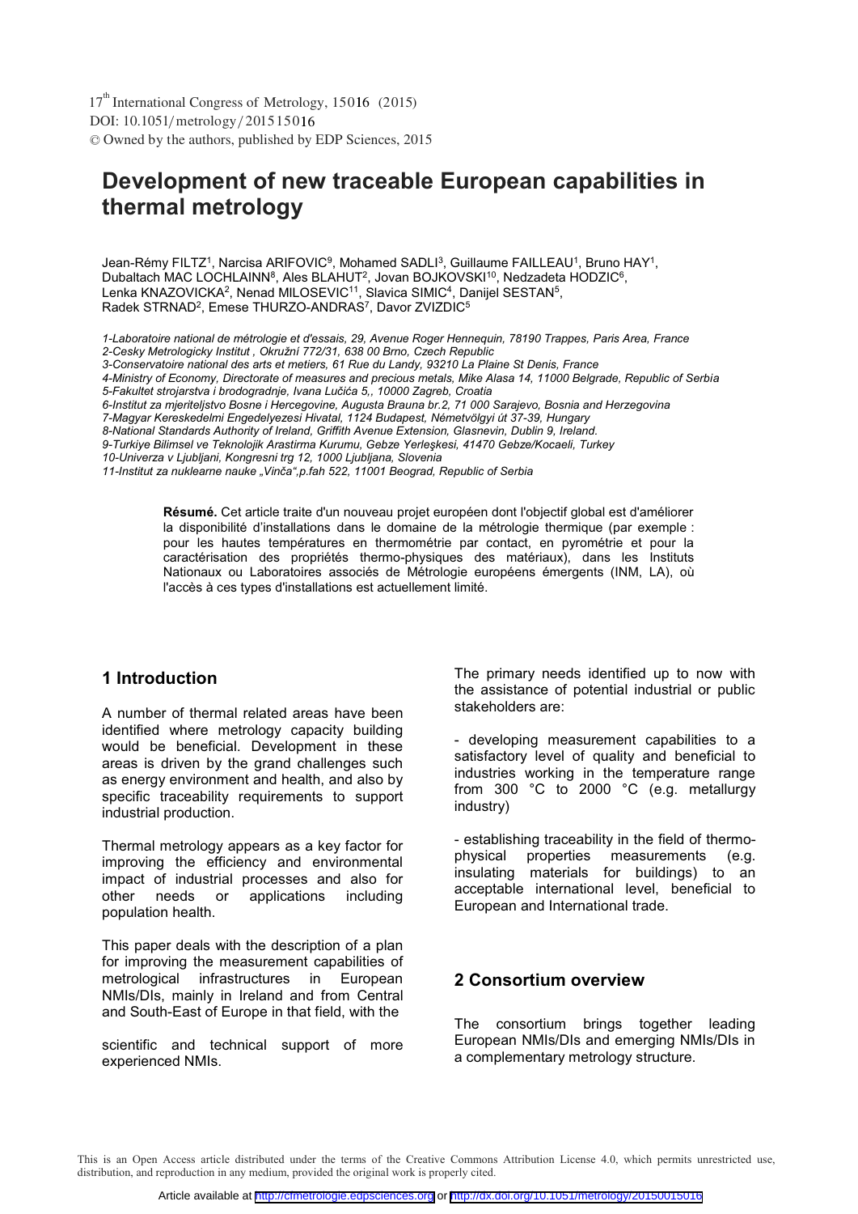# Development of new traceable European capabilities in thermal metrology

Jean-Rémy FILTZ[1], Narcisa ARIFOVIC[9], Mohamed SADLI[3], Guillaume FAILLEAU[1], Bruno HAY[1], Dubaltach MAC LOCHLAINN[8], Ales BLAHUT[2], Jovan BOJKOVSKI[10], Nedzadeta HODZIC[6], Lenka KNAZOVICKA[2], Nenad MILOSEVIC[11], Slavica SIMIC[4], Danijel SESTAN[5], Radek STRNAD[2], Emese THURZO-ANDRAS[7], Davor ZVIZDIC[5]

*1-Laboratoire national de métrologie et d'essais, 29, Avenue Roger Hennequin, 78190 Trappes, Paris Area, France*
*2-Cesky Metrologicky Institut , Okružní 772/31, 638 00 Brno, Czech Republic*
*3-Conservatoire national des arts et metiers, 61 Rue du Landy, 93210 La Plaine St Denis, France*
*4-Ministry of Economy, Directorate of measures and precious metals, Mike Alasa 14, 11000 Belgrade, Republic of Serbia*
*5-Fakultet strojarstva i brodogradnje, Ivana Lučića 5,, 10000 Zagreb, Croatia*
*6-Institut za mjeriteljstvo Bosne i Hercegovine, Augusta Brauna br.2, 71 000 Sarajevo, Bosnia and Herzegovina*
*7-Magyar Kereskedelmi Engedelyezesi Hivatal, 1124 Budapest, Németvölgyi út 37-39, Hungary*
*8-National Standards Authority of Ireland, Griffith Avenue Extension, Glasnevin, Dublin 9, Ireland.*
*9-Turkiye Bilimsel ve Teknolojik Arastirma Kurumu, Gebze Yerleşkesi, 41470 Gebze/Kocaeli, Turkey*
*10-Univerza v Ljubljani, Kongresni trg 12, 1000 Ljubljana, Slovenia*
*11-Institut za nuklearne nauke „Vinča",p.fah 522, 11001 Beograd, Republic of Serbia*

**Résumé.** Cet article traite d'un nouveau projet européen dont l'objectif global est d'améliorer la disponibilité d'installations dans le domaine de la métrologie thermique (par exemple : pour les hautes températures en thermométrie par contact, en pyrométrie et pour la caractérisation des propriétés thermo-physiques des matériaux), dans les Instituts Nationaux ou Laboratoires associés de Métrologie européens émergents (INM, LA), où l'accès à ces types d'installations est actuellement limité.

## 1 Introduction

A number of thermal related areas have been identified where metrology capacity building would be beneficial. Development in these areas is driven by the grand challenges such as energy environment and health, and also by specific traceability requirements to support industrial production.

Thermal metrology appears as a key factor for improving the efficiency and environmental impact of industrial processes and also for other needs or applications including population health.

This paper deals with the description of a plan for improving the measurement capabilities of metrological infrastructures in European NMIs/DIs, mainly in Ireland and from Central and South-East of Europe in that field, with the scientific and technical support of more experienced NMIs.

The primary needs identified up to now with the assistance of potential industrial or public stakeholders are:

- developing measurement capabilities to a satisfactory level of quality and beneficial to industries working in the temperature range from 300 °C to 2000 °C (e.g. metallurgy industry)

- establishing traceability in the field of thermo-physical properties measurements (e.g. insulating materials for buildings) to an acceptable international level, beneficial to European and International trade.

## 2 Consortium overview

The consortium brings together leading European NMIs/DIs and emerging NMIs/DIs in a complementary metrology structure.

This is an Open Access article distributed under the terms of the Creative Commons Attribution License 4.0, which permits unrestricted use, distribution, and reproduction in any medium, provided the original work is properly cited.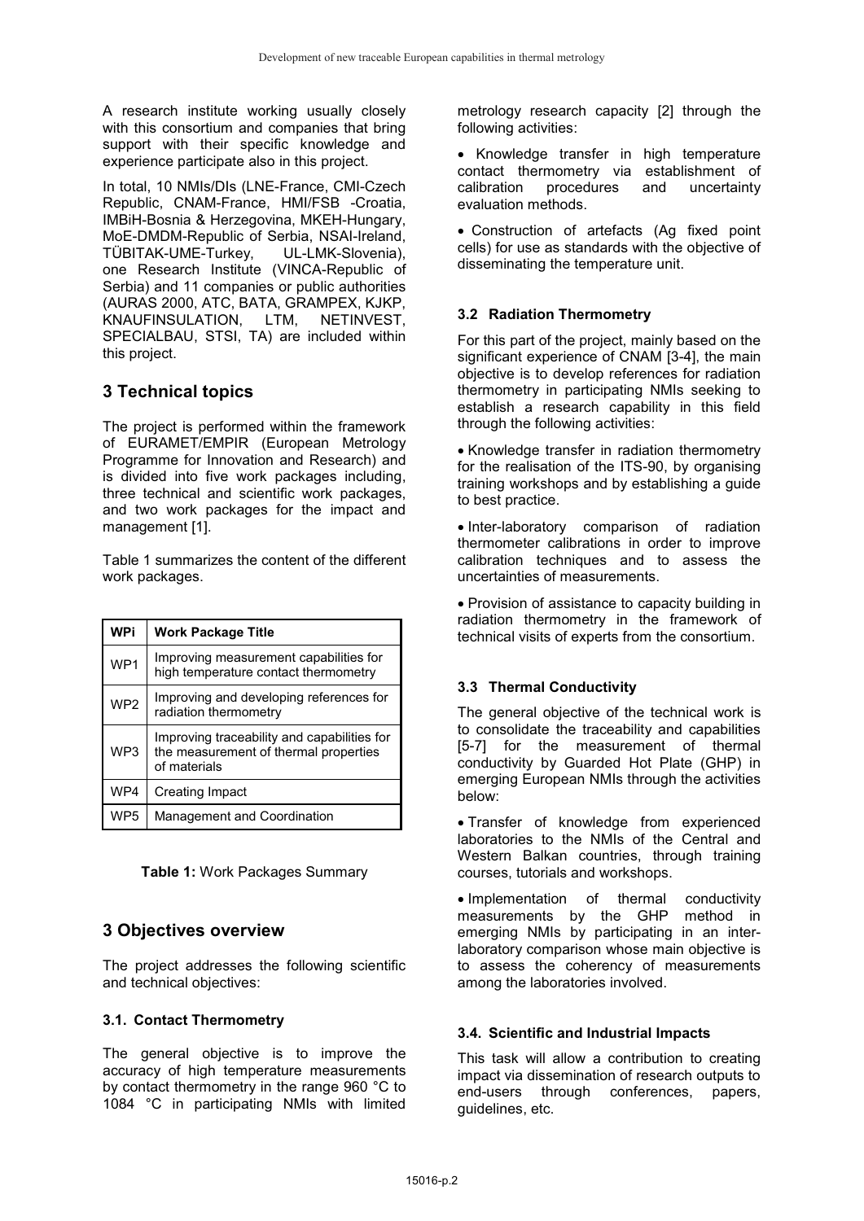A research institute working usually closely with this consortium and companies that bring support with their specific knowledge and experience participate also in this project.

In total, 10 NMIs/DIs (LNE-France, CMI-Czech Republic, CNAM-France, HMI/FSB -Croatia, IMBiH-Bosnia & Herzegovina, MKEH-Hungary, MoE-DMDM-Republic of Serbia, NSAI-Ireland, TÜBITAK-UME-Turkey, UL-LMK-Slovenia), one Research Institute (VINCA-Republic of Serbia) and 11 companies or public authorities (AURAS 2000, ATC, BATA, GRAMPEX, KJKP, KNAUFINSULATION, LTM, NETINVEST, SPECIALBAU, STSI, TA) are included within this project.

## 3 Technical topics

The project is performed within the framework of EURAMET/EMPIR (European Metrology Programme for Innovation and Research) and is divided into five work packages including, three technical and scientific work packages, and two work packages for the impact and management [1].

Table 1 summarizes the content of the different work packages.

| WPi | Work Package Title |
|---|---|
| WP1 | Improving measurement capabilities for high temperature contact thermometry |
| WP2 | Improving and developing references for radiation thermometry |
| WP3 | Improving traceability and capabilities for the measurement of thermal properties of materials |
| WP4 | Creating Impact |
| WP5 | Management and Coordination |

**Table 1:** Work Packages Summary

## 3 Objectives overview

The project addresses the following scientific and technical objectives:

### 3.1. Contact Thermometry

The general objective is to improve the accuracy of high temperature measurements by contact thermometry in the range 960 °C to 1084 °C in participating NMIs with limited metrology research capacity [2] through the following activities:

- Knowledge transfer in high temperature contact thermometry via establishment of calibration procedures and uncertainty evaluation methods.
- Construction of artefacts (Ag fixed point cells) for use as standards with the objective of disseminating the temperature unit.

### 3.2 Radiation Thermometry

For this part of the project, mainly based on the significant experience of CNAM [3-4], the main objective is to develop references for radiation thermometry in participating NMIs seeking to establish a research capability in this field through the following activities:

- Knowledge transfer in radiation thermometry for the realisation of the ITS-90, by organising training workshops and by establishing a guide to best practice.
- Inter-laboratory comparison of radiation thermometer calibrations in order to improve calibration techniques and to assess the uncertainties of measurements.
- Provision of assistance to capacity building in radiation thermometry in the framework of technical visits of experts from the consortium.

### 3.3 Thermal Conductivity

The general objective of the technical work is to consolidate the traceability and capabilities [5-7] for the measurement of thermal conductivity by Guarded Hot Plate (GHP) in emerging European NMIs through the activities below:

- Transfer of knowledge from experienced laboratories to the NMIs of the Central and Western Balkan countries, through training courses, tutorials and workshops.
- Implementation of thermal conductivity measurements by the GHP method in emerging NMIs by participating in an inter-laboratory comparison whose main objective is to assess the coherency of measurements among the laboratories involved.

### 3.4. Scientific and Industrial Impacts

This task will allow a contribution to creating impact via dissemination of research outputs to end-users through conferences, papers, guidelines, etc.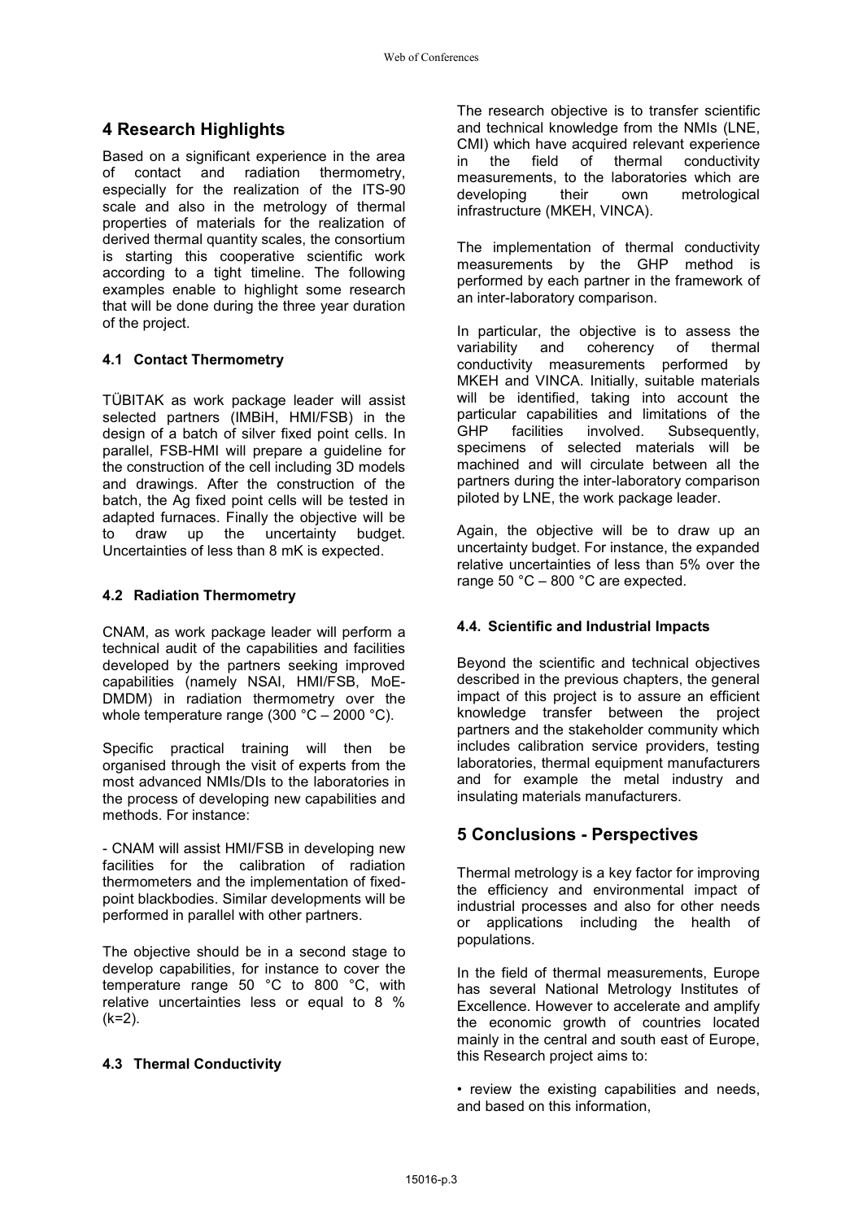## 4 Research Highlights

Based on a significant experience in the area of contact and radiation thermometry, especially for the realization of the ITS-90 scale and also in the metrology of thermal properties of materials for the realization of derived thermal quantity scales, the consortium is starting this cooperative scientific work according to a tight timeline. The following examples enable to highlight some research that will be done during the three year duration of the project.

### 4.1 Contact Thermometry

TÜBITAK as work package leader will assist selected partners (IMBiH, HMI/FSB) in the design of a batch of silver fixed point cells. In parallel, FSB-HMI will prepare a guideline for the construction of the cell including 3D models and drawings. After the construction of the batch, the Ag fixed point cells will be tested in adapted furnaces. Finally the objective will be to draw up the uncertainty budget. Uncertainties of less than 8 mK is expected.

### 4.2 Radiation Thermometry

CNAM, as work package leader will perform a technical audit of the capabilities and facilities developed by the partners seeking improved capabilities (namely NSAI, HMI/FSB, MoE-DMDM) in radiation thermometry over the whole temperature range (300 °C – 2000 °C).

Specific practical training will then be organised through the visit of experts from the most advanced NMIs/DIs to the laboratories in the process of developing new capabilities and methods. For instance:

- CNAM will assist HMI/FSB in developing new facilities for the calibration of radiation thermometers and the implementation of fixed-point blackbodies. Similar developments will be performed in parallel with other partners.

The objective should be in a second stage to develop capabilities, for instance to cover the temperature range 50 °C to 800 °C, with relative uncertainties less or equal to 8 % (k=2).

### 4.3 Thermal Conductivity

The research objective is to transfer scientific and technical knowledge from the NMIs (LNE, CMI) which have acquired relevant experience in the field of thermal conductivity measurements, to the laboratories which are developing their own metrological infrastructure (MKEH, VINCA).

The implementation of thermal conductivity measurements by the GHP method is performed by each partner in the framework of an inter-laboratory comparison.

In particular, the objective is to assess the variability and coherency of thermal conductivity measurements performed by MKEH and VINCA. Initially, suitable materials will be identified, taking into account the particular capabilities and limitations of the GHP facilities involved. Subsequently, specimens of selected materials will be machined and will circulate between all the partners during the inter-laboratory comparison piloted by LNE, the work package leader.

Again, the objective will be to draw up an uncertainty budget. For instance, the expanded relative uncertainties of less than 5% over the range 50 °C – 800 °C are expected.

### 4.4. Scientific and Industrial Impacts

Beyond the scientific and technical objectives described in the previous chapters, the general impact of this project is to assure an efficient knowledge transfer between the project partners and the stakeholder community which includes calibration service providers, testing laboratories, thermal equipment manufacturers and for example the metal industry and insulating materials manufacturers.

## 5 Conclusions - Perspectives

Thermal metrology is a key factor for improving the efficiency and environmental impact of industrial processes and also for other needs or applications including the health of populations.

In the field of thermal measurements, Europe has several National Metrology Institutes of Excellence. However to accelerate and amplify the economic growth of countries located mainly in the central and south east of Europe, this Research project aims to:

• review the existing capabilities and needs, and based on this information,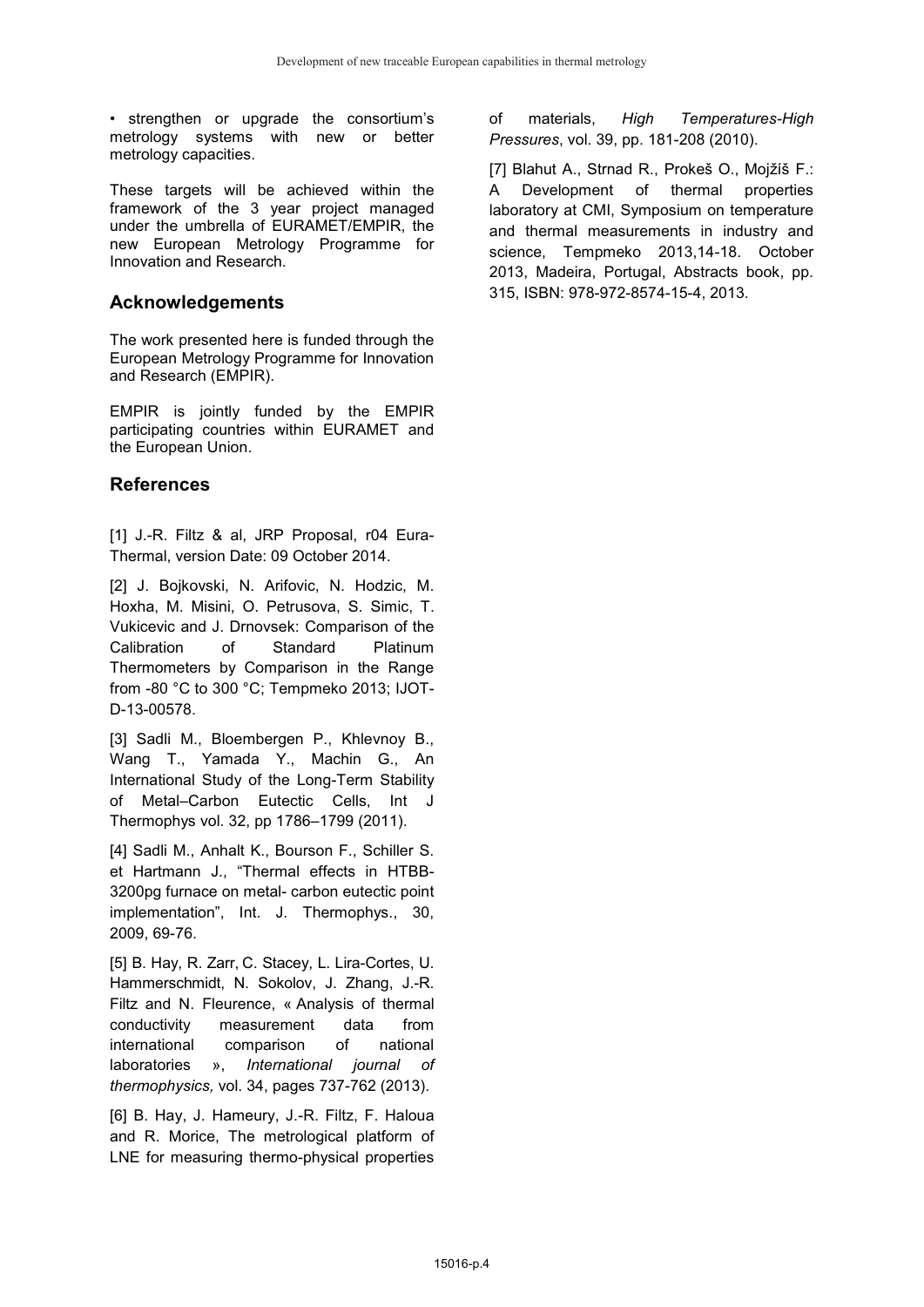• strengthen or upgrade the consortium's metrology systems with new or better metrology capacities.

These targets will be achieved within the framework of the 3 year project managed under the umbrella of EURAMET/EMPIR, the new European Metrology Programme for Innovation and Research.

## Acknowledgements

The work presented here is funded through the European Metrology Programme for Innovation and Research (EMPIR).

EMPIR is jointly funded by the EMPIR participating countries within EURAMET and the European Union.

## References

[1] J.-R. Filtz & al, JRP Proposal, r04 Eura-Thermal, version Date: 09 October 2014.

[2] J. Bojkovski, N. Arifovic, N. Hodzic, M. Hoxha, M. Misini, O. Petrusova, S. Simic, T. Vukicevic and J. Drnovsek: Comparison of the Calibration of Standard Platinum Thermometers by Comparison in the Range from -80 °C to 300 °C; Tempmeko 2013; IJOT-D-13-00578.

[3] Sadli M., Bloembergen P., Khlevnoy B., Wang T., Yamada Y., Machin G., An International Study of the Long-Term Stability of Metal–Carbon Eutectic Cells, Int J Thermophys vol. 32, pp 1786–1799 (2011).

[4] Sadli M., Anhalt K., Bourson F., Schiller S. et Hartmann J., "Thermal effects in HTBB-3200pg furnace on metal- carbon eutectic point implementation", Int. J. Thermophys., 30, 2009, 69-76.

[5] B. Hay, R. Zarr, C. Stacey, L. Lira-Cortes, U. Hammerschmidt, N. Sokolov, J. Zhang, J.-R. Filtz and N. Fleurence, « Analysis of thermal conductivity measurement data from international comparison of national laboratories », *International journal of thermophysics,* vol. 34, pages 737-762 (2013).

[6] B. Hay, J. Hameury, J.-R. Filtz, F. Haloua and R. Morice, The metrological platform of LNE for measuring thermo-physical properties of materials, *High Temperatures-High Pressures*, vol. 39, pp. 181-208 (2010).

[7] Blahut A., Strnad R., Prokeš O., Mojžíš F.: A Development of thermal properties laboratory at CMI, Symposium on temperature and thermal measurements in industry and science, Tempmeko 2013,14-18. October 2013, Madeira, Portugal, Abstracts book, pp. 315, ISBN: 978-972-8574-15-4, 2013.